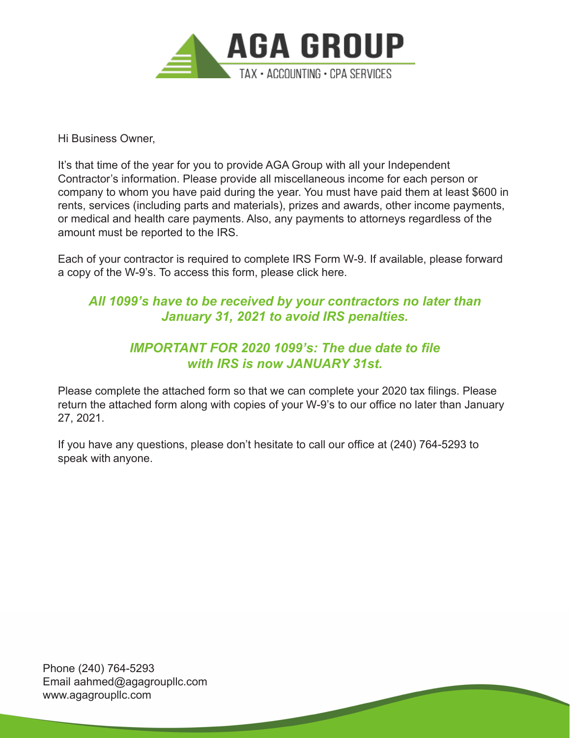# AGA GROUP

TAX • ACCOUNTING • CPA SERVICES

Hi Business Owner,

It's that time of the year for you to provide AGA Group with all your Independent Contractor's information. Please provide all miscellaneous income for each person or company to whom you have paid during the year. You must have paid them at least $600 in rents, services (including parts and materials), prizes and awards, other income payments, or medical and health care payments. Also, any payments to attorneys regardless of the amount must be reported to the IRS.

Each of your contractor is required to complete IRS Form W-9. If available, please forward a copy of the W-9's. To access this form, please click here.

***All 1099's have to be received by your contractors no later than January 31, 2021 to avoid IRS penalties.***

***IMPORTANT FOR 2020 1099's: The due date to file with IRS is now JANUARY 31st.***

Please complete the attached form so that we can complete your 2020 tax filings. Please return the attached form along with copies of your W-9's to our office no later than January 27, 2021.

If you have any questions, please don't hesitate to call our office at (240) 764-5293 to speak with anyone.

Phone (240) 764-5293
Email aahmed@agagroupllc.com
www.agagroupllc.com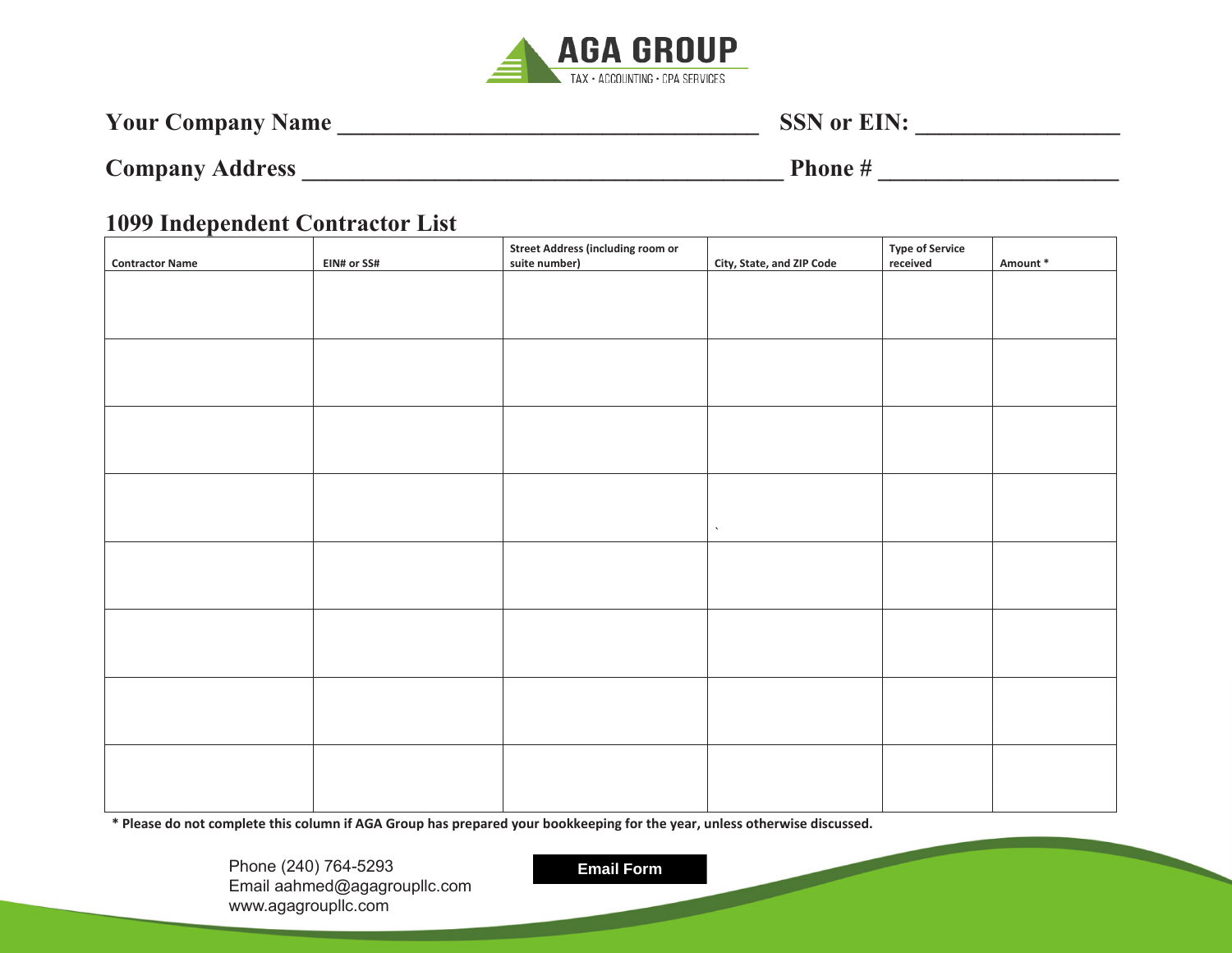AGA GROUP

TAX • ACCOUNTING • CPA SERVICES

**Your Company Name** ___________________________________ **SSN or EIN:** _________________

**Company Address** ________________________________________ **Phone #** ____________________

## 1099 Independent Contractor List

| Contractor Name | EIN# or SS# | Street Address (including room or suite number) | City, State, and ZIP Code | Type of Service received | Amount * |
|---|---|---|---|---|---|
| | | | | | |
| | | | | | |
| | | | | | |
| | | | ` | | |
| | | | | | |
| | | | | | |
| | | | | | |
| | | | | | |

**\* Please do not complete this column if AGA Group has prepared your bookkeeping for the year, unless otherwise discussed.**

Phone (240) 764-5293
Email aahmed@agagroupllc.com
www.agagroupllc.com

**Email Form**